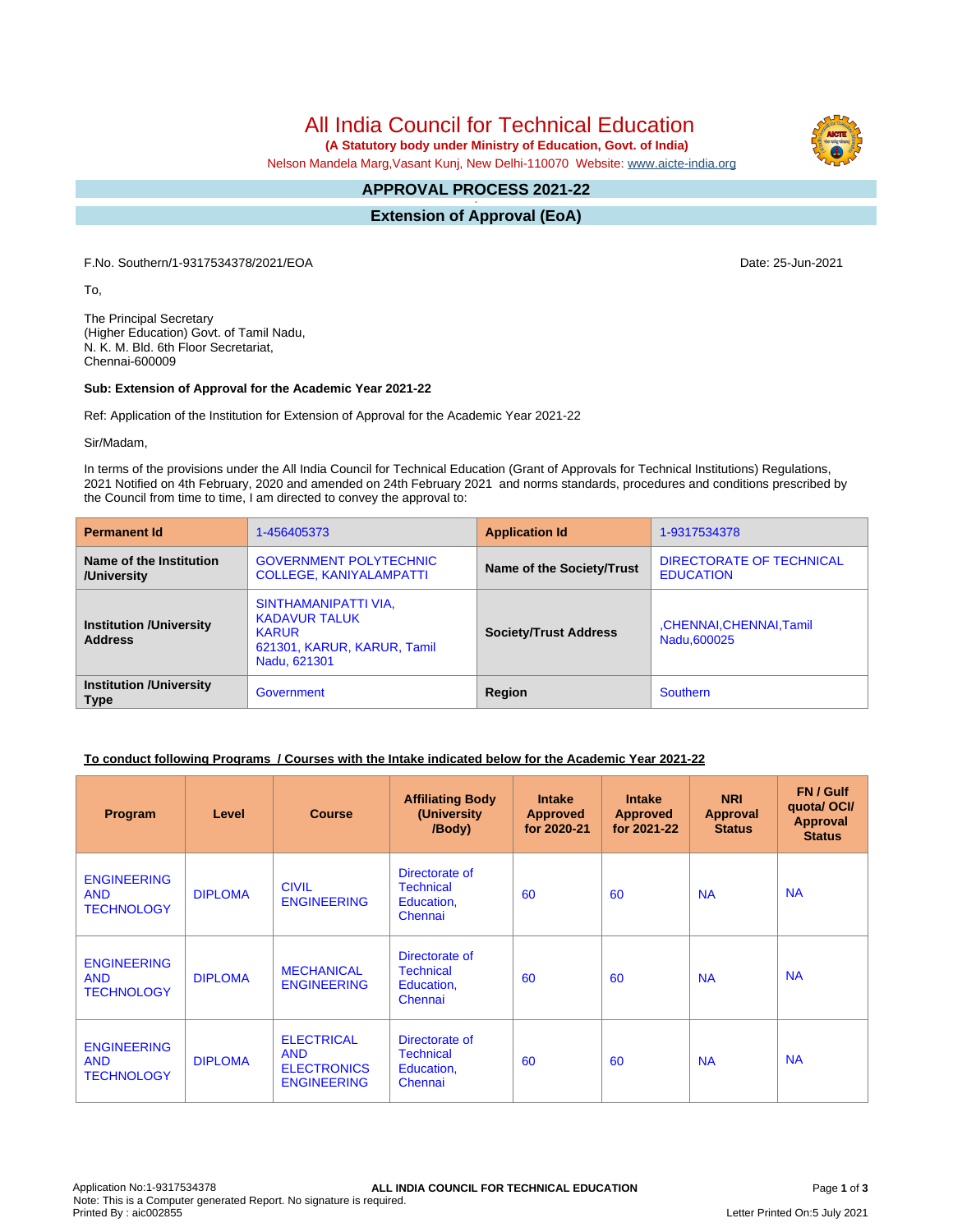# All India Council for Technical Education

**(A Statutory body under Ministry of Education, Govt. of India)**

Nelson Mandela Marg,Vasant Kunj, New Delhi-110070 Website: www.aicte-india.org

## APPROVAL PROCESS 2021-22

## Extension of Approval (EoA)

F.No. Southern/1-9317534378/2021/EOA

Date: 25-Jun-2021

To,

The Principal Secretary
(Higher Education) Govt. of Tamil Nadu,
N. K. M. Bld. 6th Floor Secretariat,
Chennai-600009

**Sub: Extension of Approval for the Academic Year 2021-22**

Ref: Application of the Institution for Extension of Approval for the Academic Year 2021-22

Sir/Madam,

In terms of the provisions under the All India Council for Technical Education (Grant of Approvals for Technical Institutions) Regulations, 2021 Notified on 4th February, 2020 and amended on 24th February 2021 and norms standards, procedures and conditions prescribed by the Council from time to time, I am directed to convey the approval to:

| **Permanent Id** | 1-456405373 | **Application Id** | 1-9317534378 |
|---|---|---|---|
| **Name of the Institution /University** | GOVERNMENT POLYTECHNIC COLLEGE, KANIYALAMPATTI | **Name of the Society/Trust** | DIRECTORATE OF TECHNICAL EDUCATION |
| **Institution /University Address** | SINTHAMANIPATTI VIA, KADAVUR TALUK KARUR 621301, KARUR, KARUR, Tamil Nadu, 621301 | **Society/Trust Address** | ,CHENNAI,CHENNAI,Tamil Nadu,600025 |
| **Institution /University Type** | Government | **Region** | Southern |

**To conduct following Programs / Courses with the Intake indicated below for the Academic Year 2021-22**

| Program | Level | Course | Affiliating Body (University /Body) | Intake Approved for 2020-21 | Intake Approved for 2021-22 | NRI Approval Status | FN / Gulf quota/ OCI/ Approval Status |
|---|---|---|---|---|---|---|---|
| ENGINEERING AND TECHNOLOGY | DIPLOMA | CIVIL ENGINEERING | Directorate of Technical Education, Chennai | 60 | 60 | NA | NA |
| ENGINEERING AND TECHNOLOGY | DIPLOMA | MECHANICAL ENGINEERING | Directorate of Technical Education, Chennai | 60 | 60 | NA | NA |
| ENGINEERING AND TECHNOLOGY | DIPLOMA | ELECTRICAL AND ELECTRONICS ENGINEERING | Directorate of Technical Education, Chennai | 60 | 60 | NA | NA |

Application No:1-9317534378
Note: This is a Computer generated Report. No signature is required.
Printed By : aic002855

Letter Printed On:5 July 2021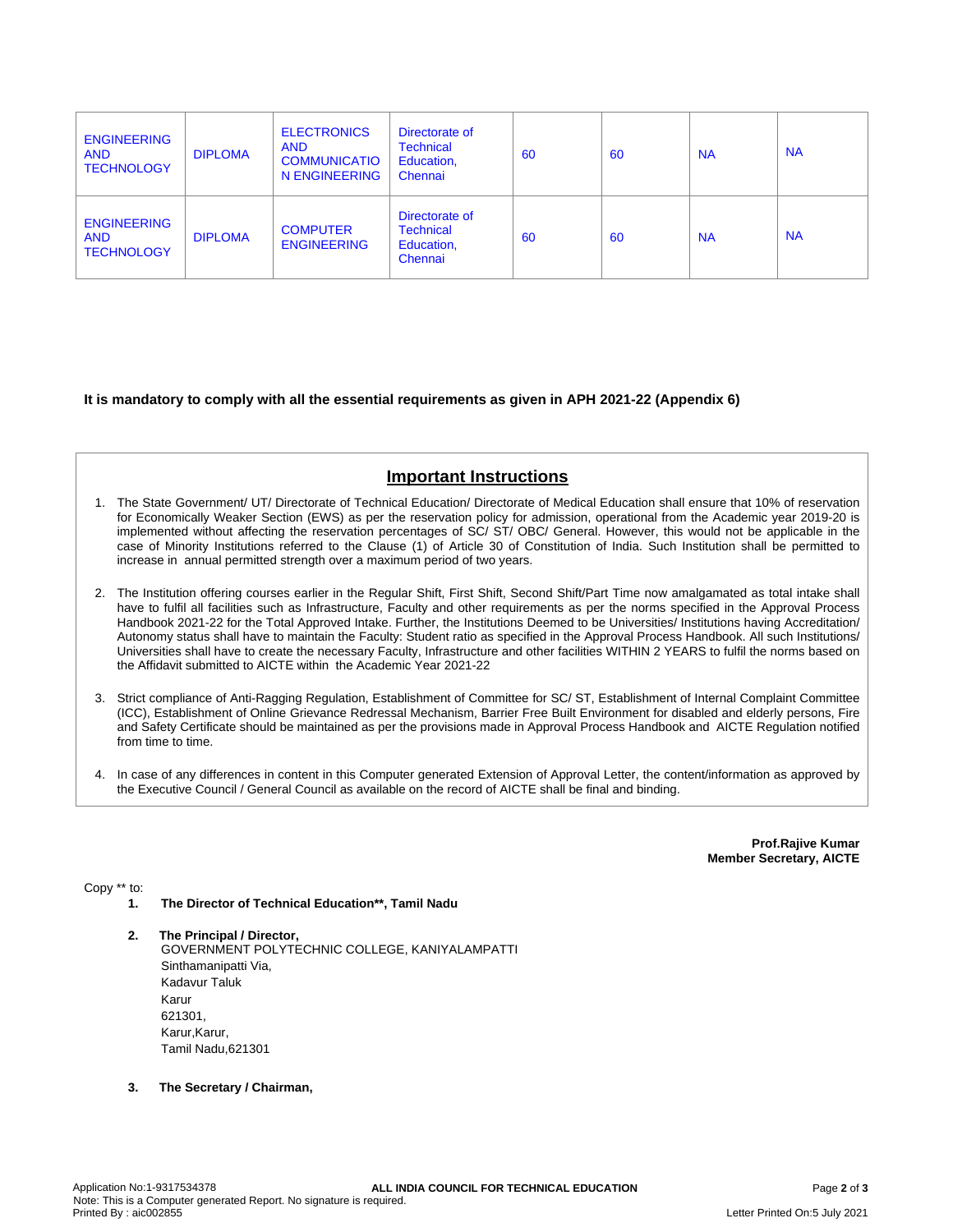| ENGINEERING AND TECHNOLOGY | DIPLOMA | ELECTRONICS AND COMMUNICATION ENGINEERING | Directorate of Technical Education, Chennai | 60 | 60 | NA | NA |
|---|---|---|---|---|---|---|---|
| ENGINEERING AND TECHNOLOGY | DIPLOMA | COMPUTER ENGINEERING | Directorate of Technical Education, Chennai | 60 | 60 | NA | NA |

**It is mandatory to comply with all the essential requirements as given in APH 2021-22 (Appendix 6)**

## Important Instructions

1. The State Government/ UT/ Directorate of Technical Education/ Directorate of Medical Education shall ensure that 10% of reservation for Economically Weaker Section (EWS) as per the reservation policy for admission, operational from the Academic year 2019-20 is implemented without affecting the reservation percentages of SC/ ST/ OBC/ General. However, this would not be applicable in the case of Minority Institutions referred to the Clause (1) of Article 30 of Constitution of India. Such Institution shall be permitted to increase in annual permitted strength over a maximum period of two years.

2. The Institution offering courses earlier in the Regular Shift, First Shift, Second Shift/Part Time now amalgamated as total intake shall have to fulfil all facilities such as Infrastructure, Faculty and other requirements as per the norms specified in the Approval Process Handbook 2021-22 for the Total Approved Intake. Further, the Institutions Deemed to be Universities/ Institutions having Accreditation/ Autonomy status shall have to maintain the Faculty: Student ratio as specified in the Approval Process Handbook. All such Institutions/ Universities shall have to create the necessary Faculty, Infrastructure and other facilities WITHIN 2 YEARS to fulfil the norms based on the Affidavit submitted to AICTE within the Academic Year 2021-22

3. Strict compliance of Anti-Ragging Regulation, Establishment of Committee for SC/ ST, Establishment of Internal Complaint Committee (ICC), Establishment of Online Grievance Redressal Mechanism, Barrier Free Built Environment for disabled and elderly persons, Fire and Safety Certificate should be maintained as per the provisions made in Approval Process Handbook and AICTE Regulation notified from time to time.

4. In case of any differences in content in this Computer generated Extension of Approval Letter, the content/information as approved by the Executive Council / General Council as available on the record of AICTE shall be final and binding.

**Prof.Rajive Kumar**
**Member Secretary, AICTE**

Copy ** to:

1. **The Director of Technical Education**, Tamil Nadu**

2. **The Principal / Director,**
   GOVERNMENT POLYTECHNIC COLLEGE, KANIYALAMPATTI
   Sinthamanipatti Via,
   Kadavur Taluk
   Karur
   621301,
   Karur,Karur,
   Tamil Nadu,621301

3. **The Secretary / Chairman,**

Application No:1-9317534378
Note: This is a Computer generated Report. No signature is required.
Printed By : aic002855
Letter Printed On:5 July 2021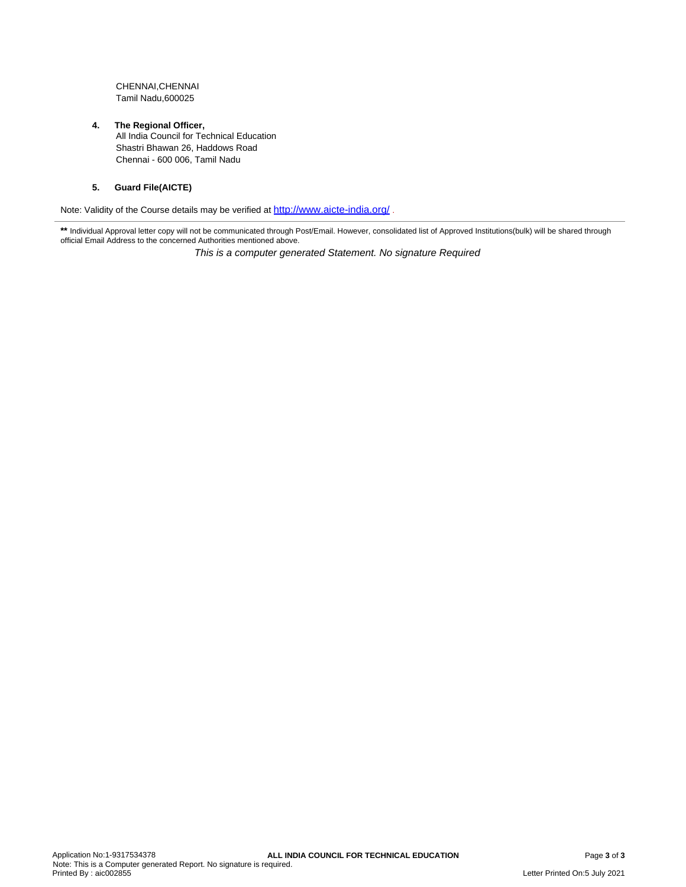CHENNAI,CHENNAI
Tamil Nadu,600025

4. **The Regional Officer,**
   All India Council for Technical Education
   Shastri Bhawan 26, Haddows Road
   Chennai - 600 006, Tamil Nadu

5. **Guard File(AICTE)**

Note: Validity of the Course details may be verified at http://www.aicte-india.org/ .

---

**\*\*** Individual Approval letter copy will not be communicated through Post/Email. However, consolidated list of Approved Institutions(bulk) will be shared through official Email Address to the concerned Authorities mentioned above.

*This is a computer generated Statement. No signature Required*

Application No:1-9317534378
Note: This is a Computer generated Report. No signature is required.
Printed By : aic002855

**ALL INDIA COUNCIL FOR TECHNICAL EDUCATION**

Letter Printed On:5 July 2021